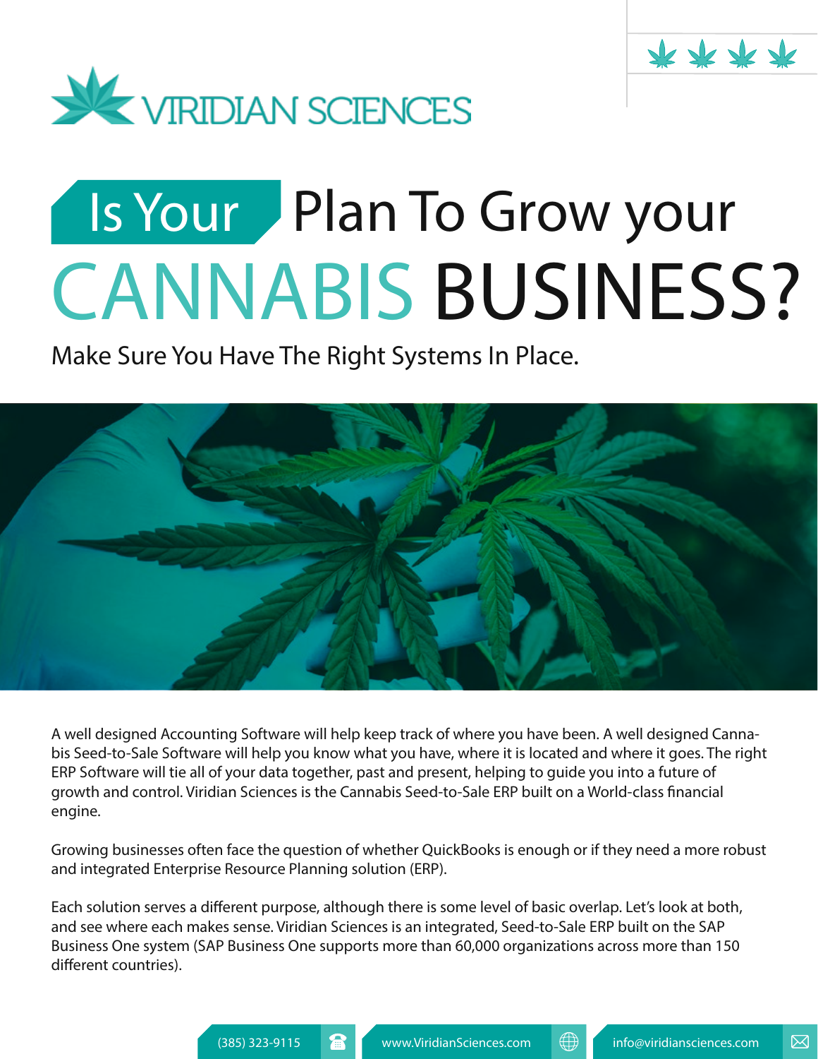VIRIDIAN SCIENCES

# Is Your Plan To Grow your CANNABIS BUSINESS?

Make Sure You Have The Right Systems In Place.

A well designed Accounting Software will help keep track of where you have been. A well designed Cannabis Seed-to-Sale Software will help you know what you have, where it is located and where it goes. The right ERP Software will tie all of your data together, past and present, helping to guide you into a future of growth and control. Viridian Sciences is the Cannabis Seed-to-Sale ERP built on a World-class financial engine.

Growing businesses often face the question of whether QuickBooks is enough or if they need a more robust and integrated Enterprise Resource Planning solution (ERP).

Each solution serves a different purpose, although there is some level of basic overlap. Let's look at both, and see where each makes sense. Viridian Sciences is an integrated, Seed-to-Sale ERP built on the SAP Business One system (SAP Business One supports more than 60,000 organizations across more than 150 different countries).

(385) 323-9115 | www.ViridianSciences.com | info@viridiansciences.com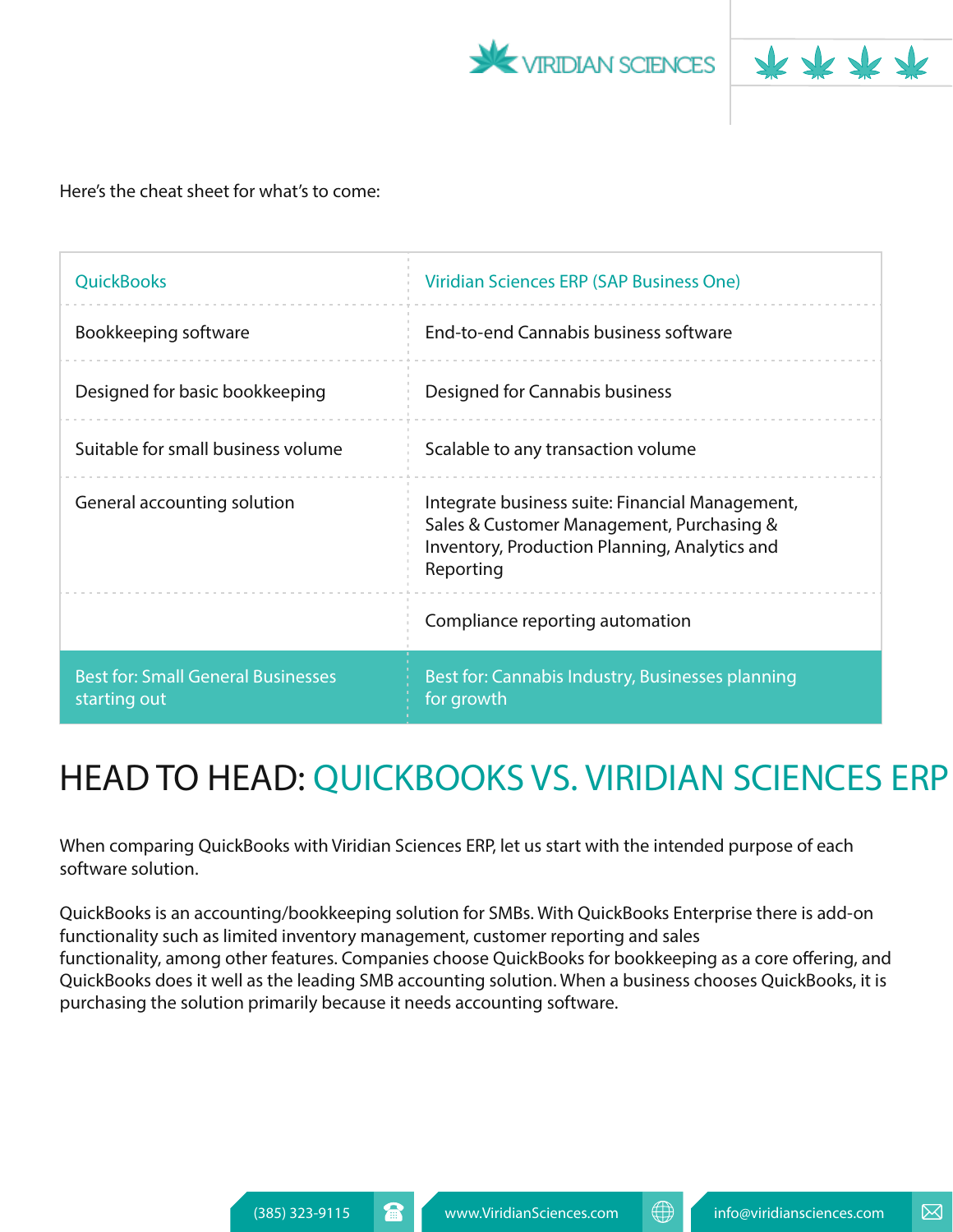Here's the cheat sheet for what's to come:

| QuickBooks | Viridian Sciences ERP (SAP Business One) |
| --- | --- |
| Bookkeeping software | End-to-end Cannabis business software |
| Designed for basic bookkeeping | Designed for Cannabis business |
| Suitable for small business volume | Scalable to any transaction volume |
| General accounting solution | Integrate business suite: Financial Management, Sales & Customer Management, Purchasing & Inventory, Production Planning, Analytics and Reporting |
| | Compliance reporting automation |
| Best for: Small General Businesses starting out | Best for: Cannabis Industry, Businesses planning for growth |

# HEAD TO HEAD: QUICKBOOKS VS. VIRIDIAN SCIENCES ERP

When comparing QuickBooks with Viridian Sciences ERP, let us start with the intended purpose of each software solution.

QuickBooks is an accounting/bookkeeping solution for SMBs. With QuickBooks Enterprise there is add-on functionality such as limited inventory management, customer reporting and sales functionality, among other features. Companies choose QuickBooks for bookkeeping as a core offering, and QuickBooks does it well as the leading SMB accounting solution. When a business chooses QuickBooks, it is purchasing the solution primarily because it needs accounting software.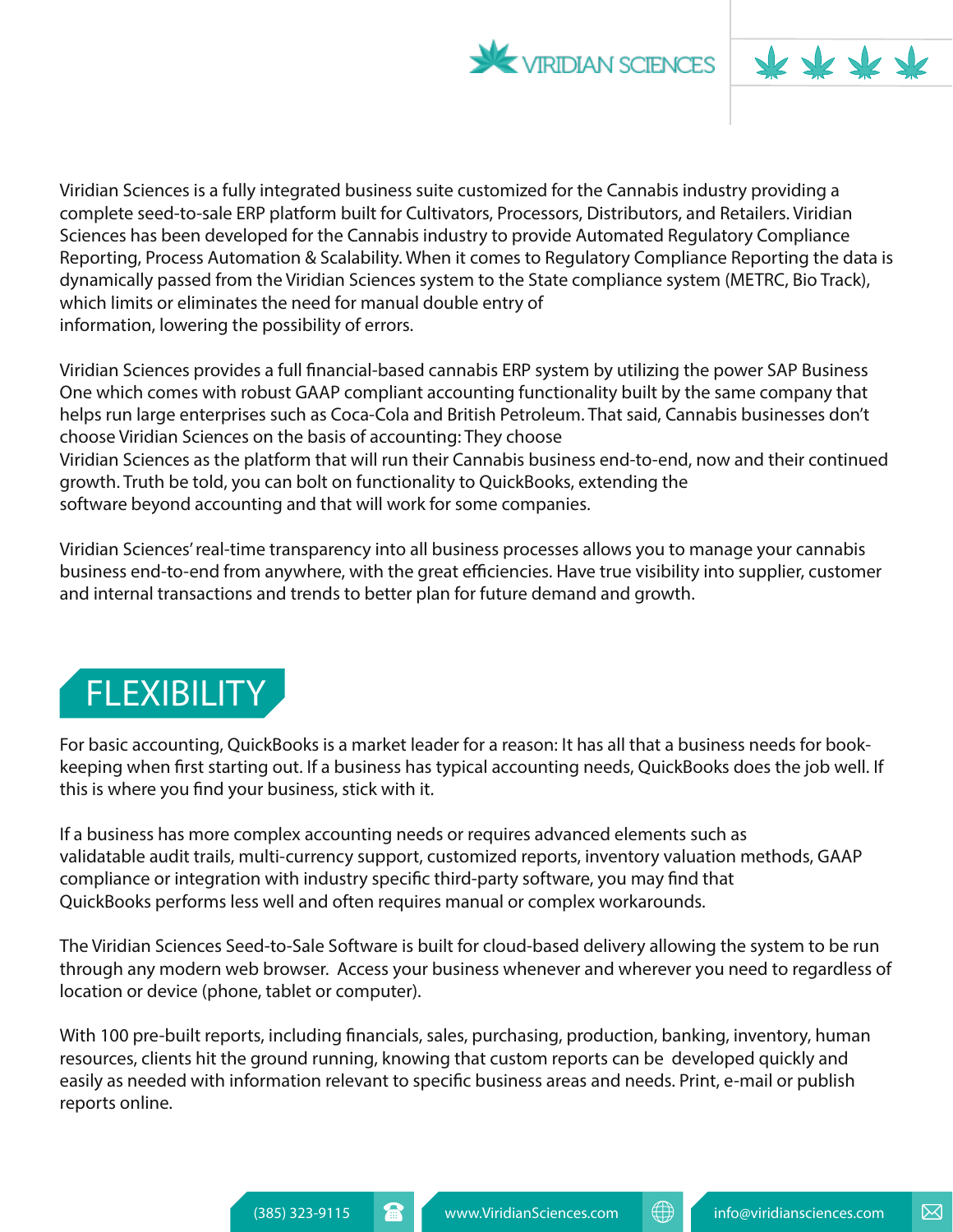Viridian Sciences is a fully integrated business suite customized for the Cannabis industry providing a complete seed-to-sale ERP platform built for Cultivators, Processors, Distributors, and Retailers. Viridian Sciences has been developed for the Cannabis industry to provide Automated Regulatory Compliance Reporting, Process Automation & Scalability. When it comes to Regulatory Compliance Reporting the data is dynamically passed from the Viridian Sciences system to the State compliance system (METRC, Bio Track), which limits or eliminates the need for manual double entry of information, lowering the possibility of errors.

Viridian Sciences provides a full financial-based cannabis ERP system by utilizing the power SAP Business One which comes with robust GAAP compliant accounting functionality built by the same company that helps run large enterprises such as Coca-Cola and British Petroleum. That said, Cannabis businesses don't choose Viridian Sciences on the basis of accounting: They choose Viridian Sciences as the platform that will run their Cannabis business end-to-end, now and their continued growth. Truth be told, you can bolt on functionality to QuickBooks, extending the software beyond accounting and that will work for some companies.

Viridian Sciences' real-time transparency into all business processes allows you to manage your cannabis business end-to-end from anywhere, with the great efficiencies. Have true visibility into supplier, customer and internal transactions and trends to better plan for future demand and growth.

## FLEXIBILITY

For basic accounting, QuickBooks is a market leader for a reason: It has all that a business needs for book-keeping when first starting out. If a business has typical accounting needs, QuickBooks does the job well. If this is where you find your business, stick with it.

If a business has more complex accounting needs or requires advanced elements such as validatable audit trails, multi-currency support, customized reports, inventory valuation methods, GAAP compliance or integration with industry specific third-party software, you may find that QuickBooks performs less well and often requires manual or complex workarounds.

The Viridian Sciences Seed-to-Sale Software is built for cloud-based delivery allowing the system to be run through any modern web browser. Access your business whenever and wherever you need to regardless of location or device (phone, tablet or computer).

With 100 pre-built reports, including financials, sales, purchasing, production, banking, inventory, human resources, clients hit the ground running, knowing that custom reports can be developed quickly and easily as needed with information relevant to specific business areas and needs. Print, e-mail or publish reports online.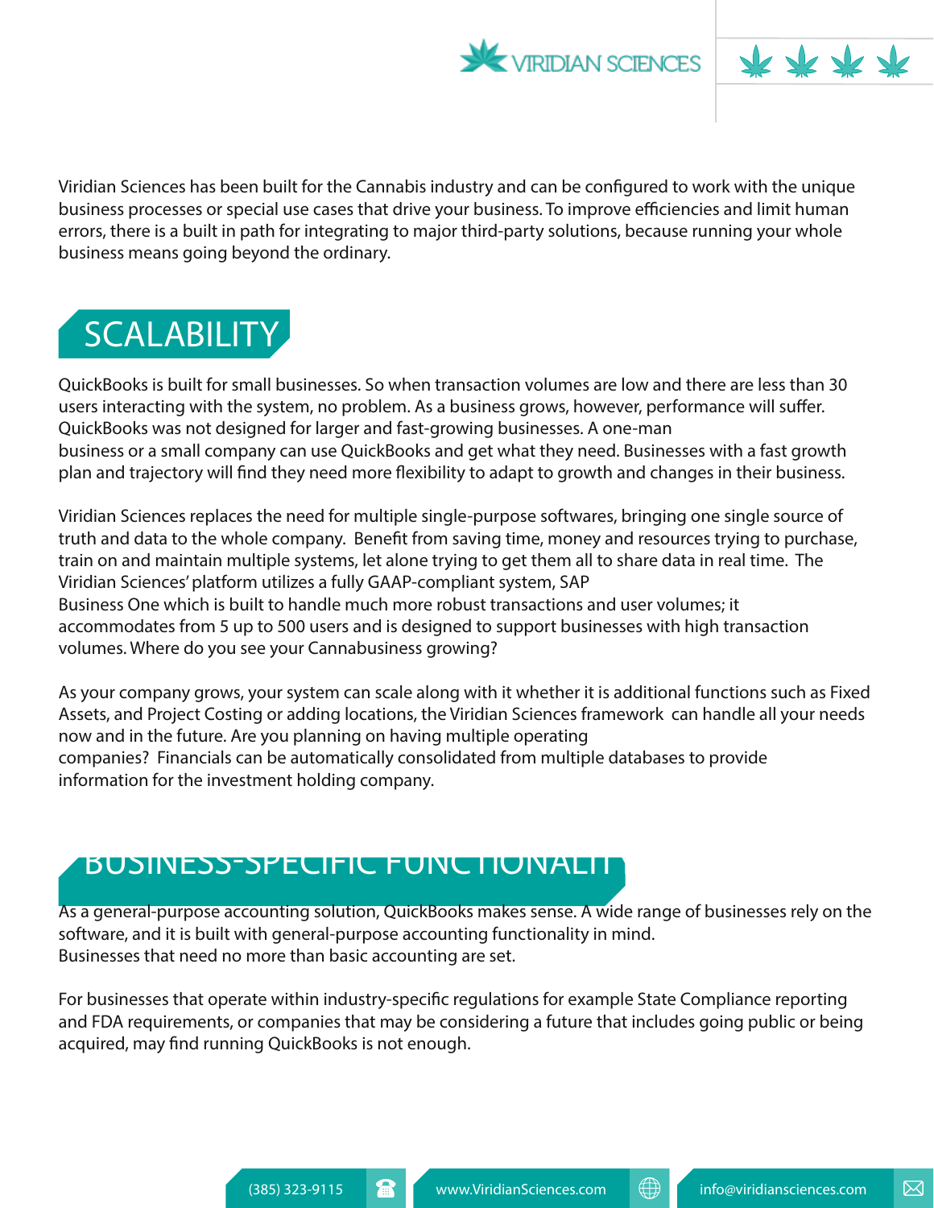Viridian Sciences has been built for the Cannabis industry and can be configured to work with the unique business processes or special use cases that drive your business. To improve efficiencies and limit human errors, there is a built in path for integrating to major third-party solutions, because running your whole business means going beyond the ordinary.

## SCALABILITY

QuickBooks is built for small businesses. So when transaction volumes are low and there are less than 30 users interacting with the system, no problem. As a business grows, however, performance will suffer. QuickBooks was not designed for larger and fast-growing businesses. A one-man business or a small company can use QuickBooks and get what they need. Businesses with a fast growth plan and trajectory will find they need more flexibility to adapt to growth and changes in their business.

Viridian Sciences replaces the need for multiple single-purpose softwares, bringing one single source of truth and data to the whole company. Benefit from saving time, money and resources trying to purchase, train on and maintain multiple systems, let alone trying to get them all to share data in real time. The Viridian Sciences' platform utilizes a fully GAAP-compliant system, SAP Business One which is built to handle much more robust transactions and user volumes; it accommodates from 5 up to 500 users and is designed to support businesses with high transaction volumes. Where do you see your Cannabusiness growing?

As your company grows, your system can scale along with it whether it is additional functions such as Fixed Assets, and Project Costing or adding locations, the Viridian Sciences framework can handle all your needs now and in the future. Are you planning on having multiple operating companies? Financials can be automatically consolidated from multiple databases to provide information for the investment holding company.

## BUSINESS-SPECIFIC FUNCTIONALITY

As a general-purpose accounting solution, QuickBooks makes sense. A wide range of businesses rely on the software, and it is built with general-purpose accounting functionality in mind. Businesses that need no more than basic accounting are set.

For businesses that operate within industry-specific regulations for example State Compliance reporting and FDA requirements, or companies that may be considering a future that includes going public or being acquired, may find running QuickBooks is not enough.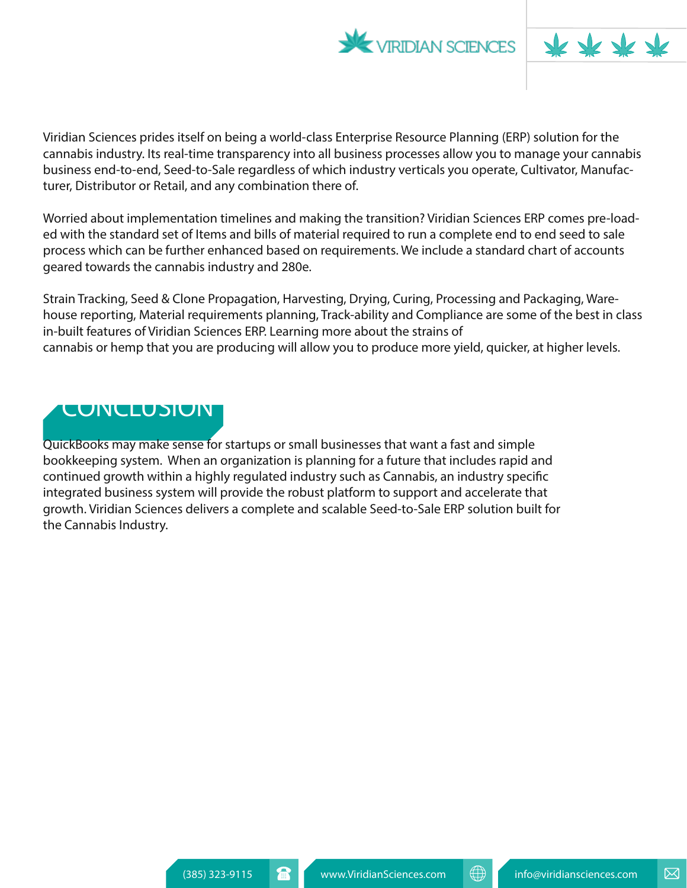Viridian Sciences prides itself on being a world-class Enterprise Resource Planning (ERP) solution for the cannabis industry. Its real-time transparency into all business processes allow you to manage your cannabis business end-to-end, Seed-to-Sale regardless of which industry verticals you operate, Cultivator, Manufacturer, Distributor or Retail, and any combination there of.

Worried about implementation timelines and making the transition? Viridian Sciences ERP comes pre-loaded with the standard set of Items and bills of material required to run a complete end to end seed to sale process which can be further enhanced based on requirements. We include a standard chart of accounts geared towards the cannabis industry and 280e.

Strain Tracking, Seed & Clone Propagation, Harvesting, Drying, Curing, Processing and Packaging, Warehouse reporting, Material requirements planning, Track-ability and Compliance are some of the best in class in-built features of Viridian Sciences ERP. Learning more about the strains of cannabis or hemp that you are producing will allow you to produce more yield, quicker, at higher levels.

## CONCLUSION

QuickBooks may make sense for startups or small businesses that want a fast and simple bookkeeping system. When an organization is planning for a future that includes rapid and continued growth within a highly regulated industry such as Cannabis, an industry specific integrated business system will provide the robust platform to support and accelerate that growth. Viridian Sciences delivers a complete and scalable Seed-to-Sale ERP solution built for the Cannabis Industry.

(385) 323-9115 | www.ViridianSciences.com | info@viridiansciences.com